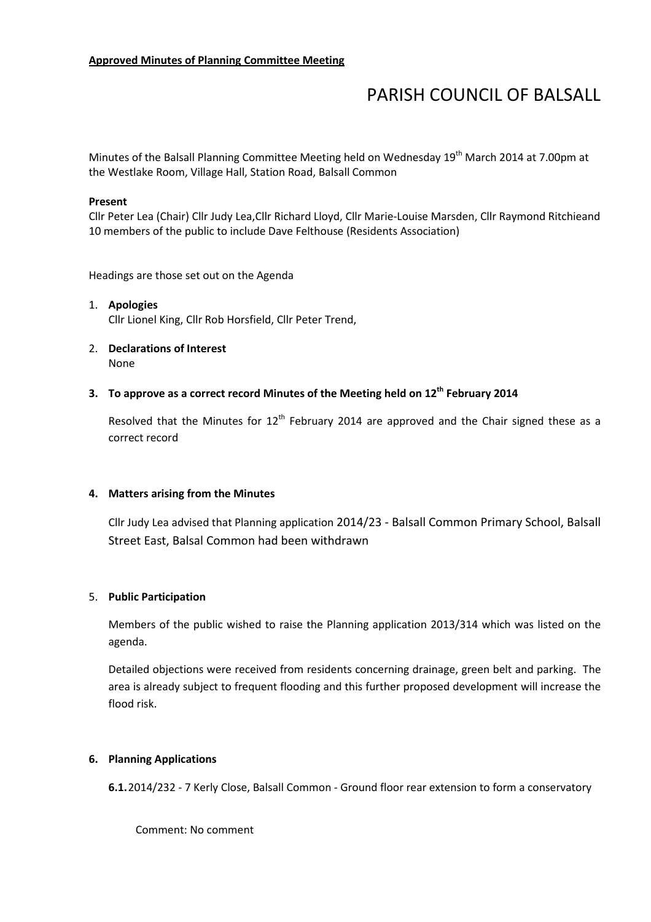**Approved Minutes of Planning Committee Meeting**

# PARISH COUNCIL OF BALSALL

Minutes of the Balsall Planning Committee Meeting held on Wednesday 19th March 2014 at 7.00pm at the Westlake Room, Village Hall, Station Road, Balsall Common

**Present**

Cllr Peter Lea (Chair) Cllr Judy Lea,Cllr Richard Lloyd, Cllr Marie-Louise Marsden, Cllr Raymond Ritchieand 10 members of the public to include Dave Felthouse (Residents Association)

Headings are those set out on the Agenda

1. **Apologies**
   Cllr Lionel King, Cllr Rob Horsfield, Cllr Peter Trend,

2. **Declarations of Interest**
   None

3. **To approve as a correct record Minutes of the Meeting held on 12th February 2014**

   Resolved that the Minutes for 12th February 2014 are approved and the Chair signed these as a correct record

4. **Matters arising from the Minutes**

   Cllr Judy Lea advised that Planning application 2014/23 - Balsall Common Primary School, Balsall Street East, Balsal Common had been withdrawn

5. **Public Participation**

   Members of the public wished to raise the Planning application 2013/314 which was listed on the agenda.

   Detailed objections were received from residents concerning drainage, green belt and parking. The area is already subject to frequent flooding and this further proposed development will increase the flood risk.

6. **Planning Applications**

   **6.1.** 2014/232 - 7 Kerly Close, Balsall Common - Ground floor rear extension to form a conservatory

   Comment: No comment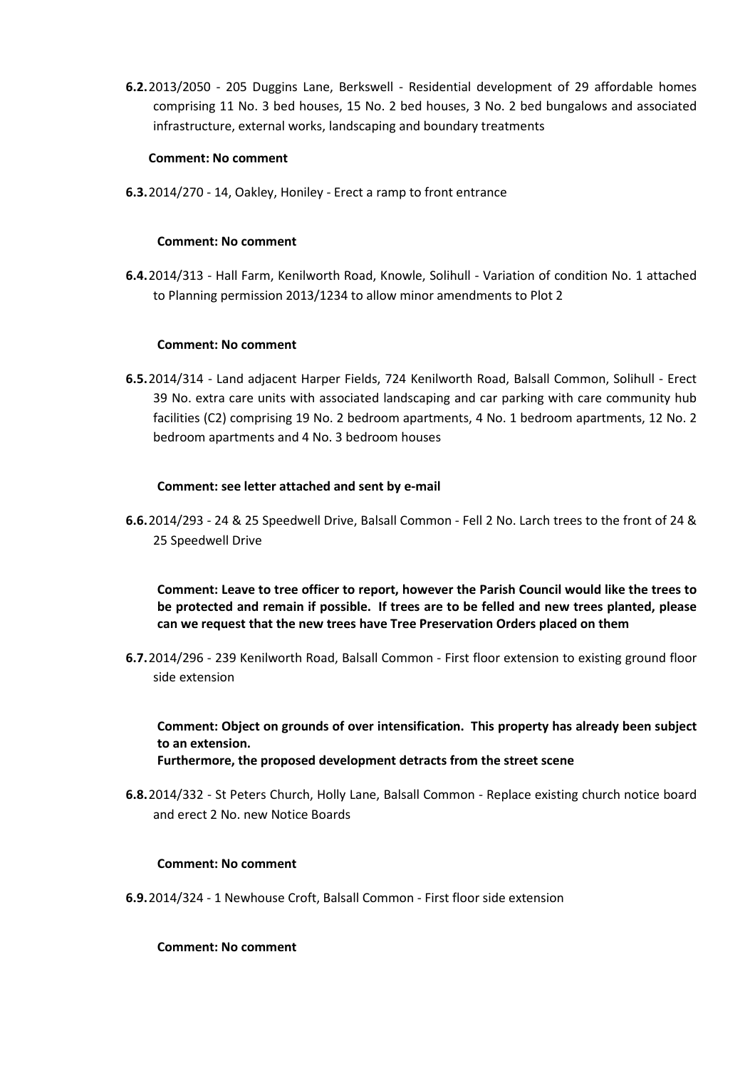**6.2.** 2013/2050 - 205 Duggins Lane, Berkswell - Residential development of 29 affordable homes comprising 11 No. 3 bed houses, 15 No. 2 bed houses, 3 No. 2 bed bungalows and associated infrastructure, external works, landscaping and boundary treatments

**Comment: No comment**

**6.3.** 2014/270 - 14, Oakley, Honiley - Erect a ramp to front entrance

**Comment: No comment**

**6.4.** 2014/313 - Hall Farm, Kenilworth Road, Knowle, Solihull - Variation of condition No. 1 attached to Planning permission 2013/1234 to allow minor amendments to Plot 2

**Comment: No comment**

**6.5.** 2014/314 - Land adjacent Harper Fields, 724 Kenilworth Road, Balsall Common, Solihull - Erect 39 No. extra care units with associated landscaping and car parking with care community hub facilities (C2) comprising 19 No. 2 bedroom apartments, 4 No. 1 bedroom apartments, 12 No. 2 bedroom apartments and 4 No. 3 bedroom houses

**Comment: see letter attached and sent by e-mail**

**6.6.** 2014/293 - 24 & 25 Speedwell Drive, Balsall Common - Fell 2 No. Larch trees to the front of 24 & 25 Speedwell Drive

**Comment: Leave to tree officer to report, however the Parish Council would like the trees to be protected and remain if possible. If trees are to be felled and new trees planted, please can we request that the new trees have Tree Preservation Orders placed on them**

**6.7.** 2014/296 - 239 Kenilworth Road, Balsall Common - First floor extension to existing ground floor side extension

**Comment: Object on grounds of over intensification. This property has already been subject to an extension.**
**Furthermore, the proposed development detracts from the street scene**

**6.8.** 2014/332 - St Peters Church, Holly Lane, Balsall Common - Replace existing church notice board and erect 2 No. new Notice Boards

**Comment: No comment**

**6.9.** 2014/324 - 1 Newhouse Croft, Balsall Common - First floor side extension

**Comment: No comment**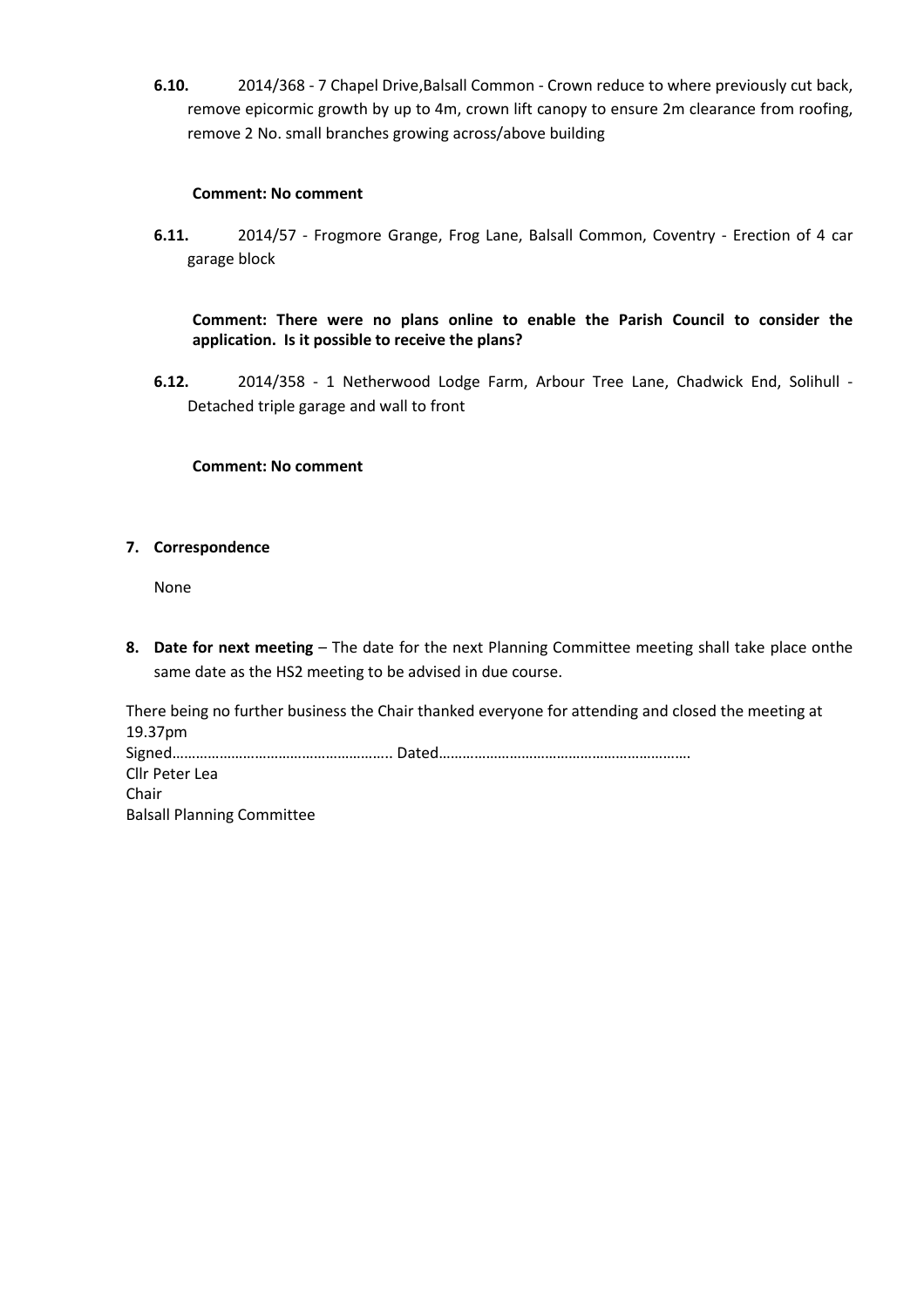**6.10.** 2014/368 - 7 Chapel Drive,Balsall Common - Crown reduce to where previously cut back, remove epicormic growth by up to 4m, crown lift canopy to ensure 2m clearance from roofing, remove 2 No. small branches growing across/above building

**Comment: No comment**

**6.11.** 2014/57 - Frogmore Grange, Frog Lane, Balsall Common, Coventry - Erection of 4 car garage block

**Comment: There were no plans online to enable the Parish Council to consider the application. Is it possible to receive the plans?**

**6.12.** 2014/358 - 1 Netherwood Lodge Farm, Arbour Tree Lane, Chadwick End, Solihull - Detached triple garage and wall to front

**Comment: No comment**

**7. Correspondence**

None

**8. Date for next meeting** – The date for the next Planning Committee meeting shall take place onthe same date as the HS2 meeting to be advised in due course.

There being no further business the Chair thanked everyone for attending and closed the meeting at 19.37pm

Signed……………………………………………….. Dated………………………………………………………

Cllr Peter Lea
Chair
Balsall Planning Committee